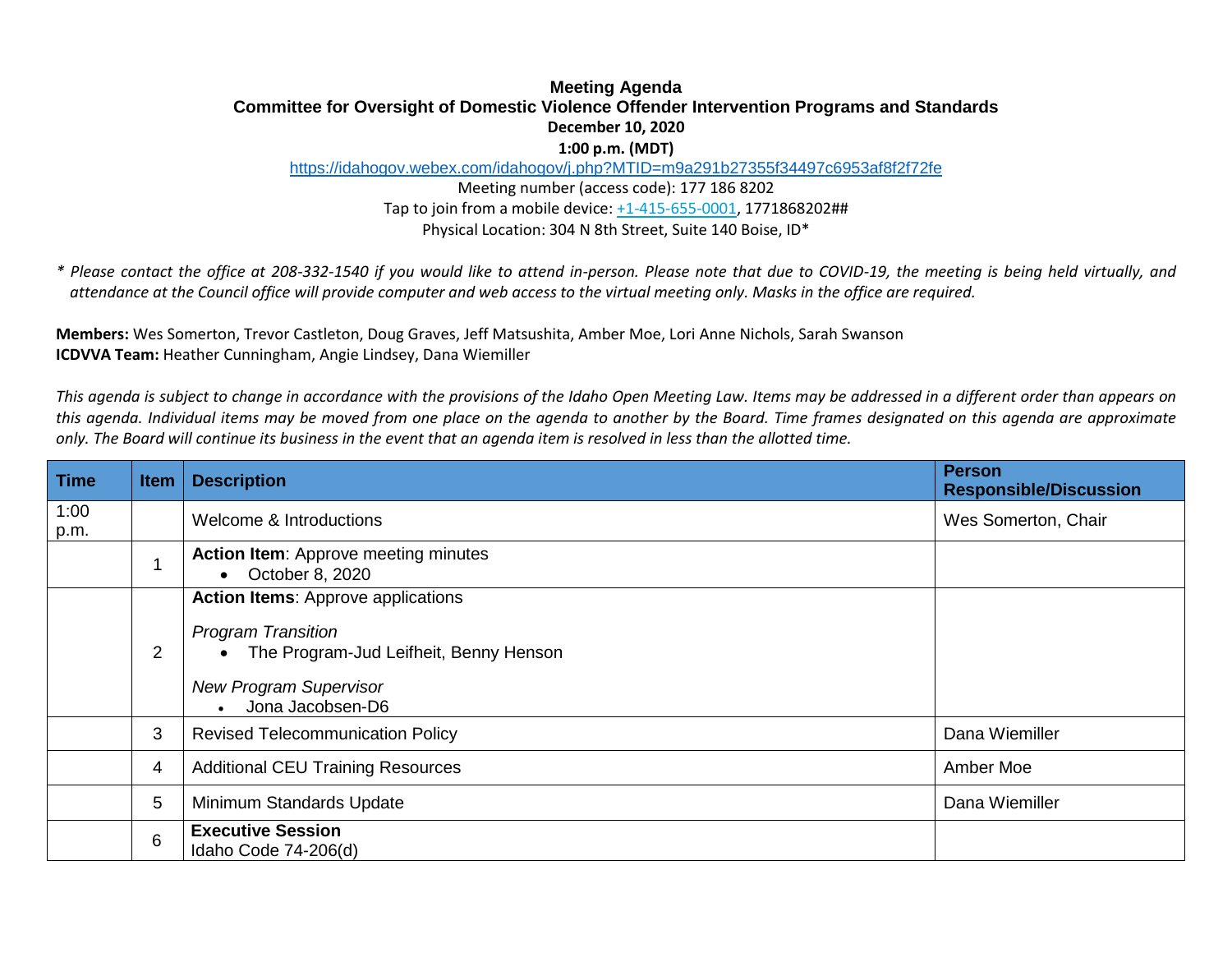# Meeting Agenda

## Committee for Oversight of Domestic Violence Offender Intervention Programs and Standards

**December 10, 2020**

**1:00 p.m. (MDT)**

https://idahogov.webex.com/idahogov/j.php?MTID=m9a291b27355f34497c6953af8f2f72fe

Meeting number (access code): 177 186 8202

Tap to join from a mobile device: +1-415-655-0001, 1771868202##

Physical Location: 304 N 8th Street, Suite 140 Boise, ID*

*\* Please contact the office at 208-332-1540 if you would like to attend in-person. Please note that due to COVID-19, the meeting is being held virtually, and attendance at the Council office will provide computer and web access to the virtual meeting only. Masks in the office are required.*

**Members:** Wes Somerton, Trevor Castleton, Doug Graves, Jeff Matsushita, Amber Moe, Lori Anne Nichols, Sarah Swanson

**ICDVVA Team:** Heather Cunningham, Angie Lindsey, Dana Wiemiller

*This agenda is subject to change in accordance with the provisions of the Idaho Open Meeting Law. Items may be addressed in a different order than appears on this agenda. Individual items may be moved from one place on the agenda to another by the Board. Time frames designated on this agenda are approximate only. The Board will continue its business in the event that an agenda item is resolved in less than the allotted time.*

| Time | Item | Description | Person Responsible/Discussion |
|---|---|---|---|
| 1:00 p.m. | | Welcome & Introductions | Wes Somerton, Chair |
| | 1 | **Action Item**: Approve meeting minutes<br>• October 8, 2020 | |
| | 2 | **Action Items**: Approve applications<br>*Program Transition*<br>• The Program-Jud Leifheit, Benny Henson<br>*New Program Supervisor*<br>• Jona Jacobsen-D6 | |
| | 3 | Revised Telecommunication Policy | Dana Wiemiller |
| | 4 | Additional CEU Training Resources | Amber Moe |
| | 5 | Minimum Standards Update | Dana Wiemiller |
| | 6 | **Executive Session**<br>Idaho Code 74-206(d) | |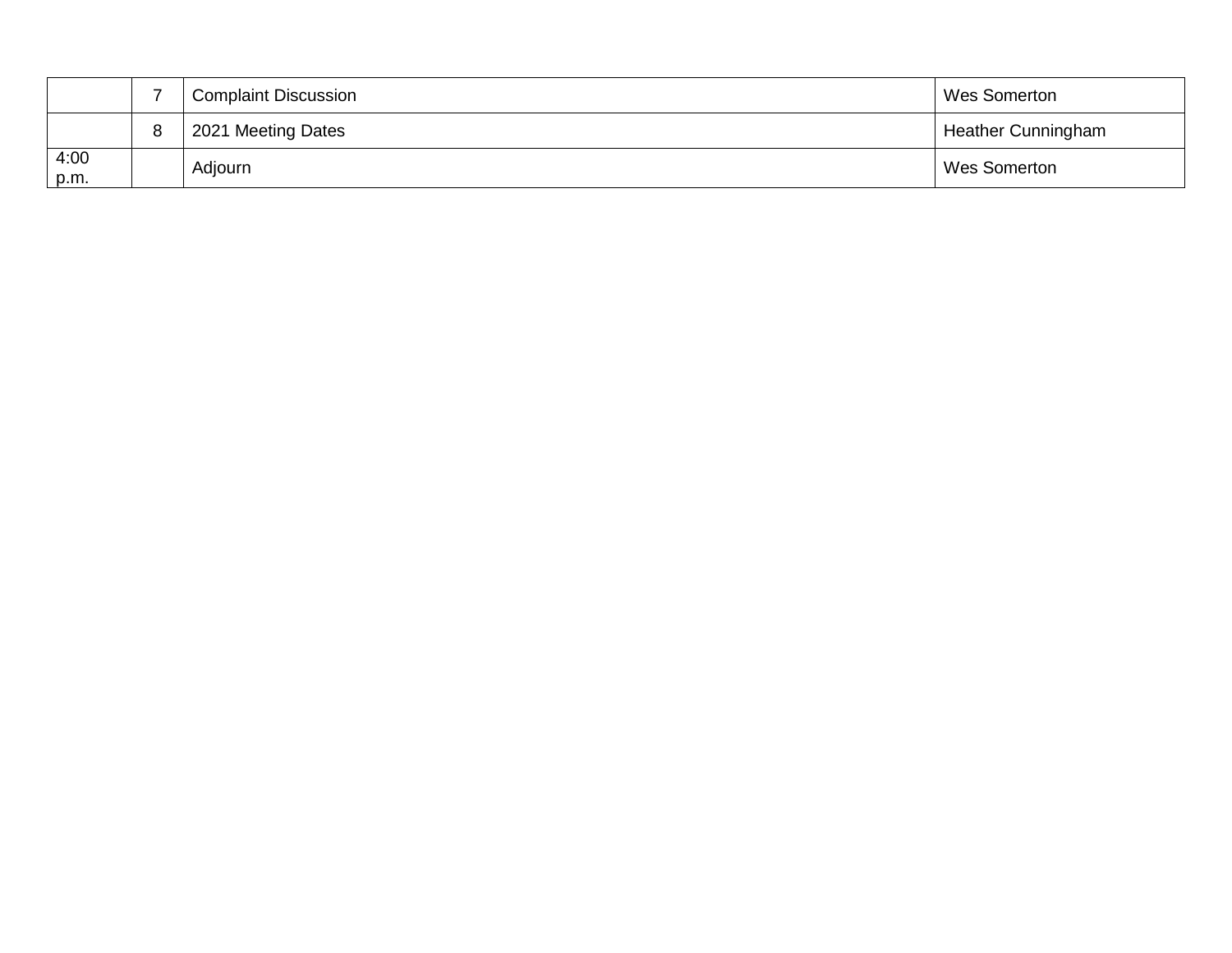| | | | |
|---|---|---|---|
| | 7 | Complaint Discussion | Wes Somerton |
| | 8 | 2021 Meeting Dates | Heather Cunningham |
| 4:00 p.m. | | Adjourn | Wes Somerton |